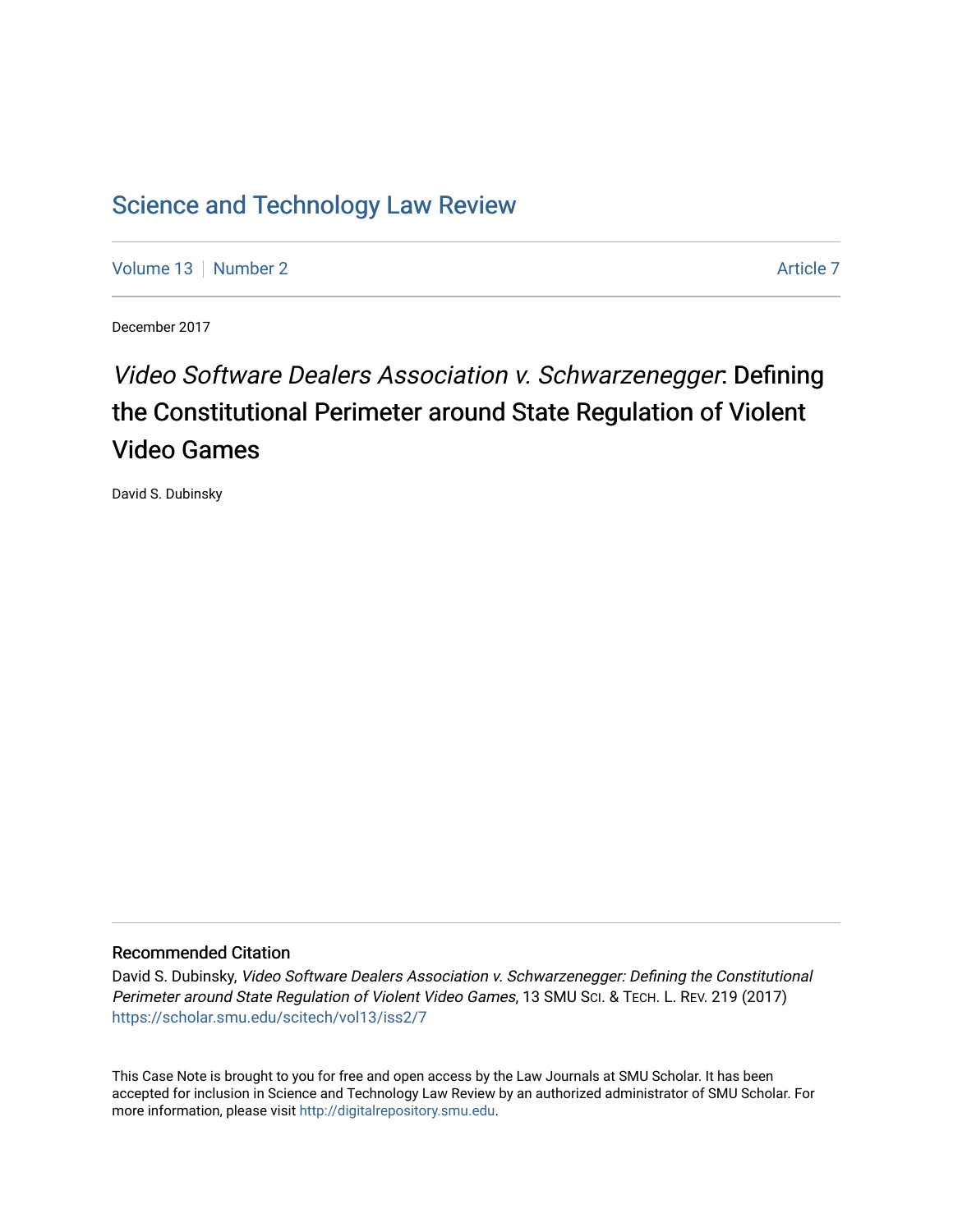# Science and Technology Law Review

Volume 13 | Number 2 | Article 7

December 2017

## *Video Software Dealers Association v. Schwarzenegger*: Defining the Constitutional Perimeter around State Regulation of Violent Video Games

David S. Dubinsky

### Recommended Citation

David S. Dubinsky, *Video Software Dealers Association v. Schwarzenegger: Defining the Constitutional Perimeter around State Regulation of Violent Video Games*, 13 SMU SCI. & TECH. L. REV. 219 (2017)
https://scholar.smu.edu/scitech/vol13/iss2/7

This Case Note is brought to you for free and open access by the Law Journals at SMU Scholar. It has been accepted for inclusion in Science and Technology Law Review by an authorized administrator of SMU Scholar. For more information, please visit http://digitalrepository.smu.edu.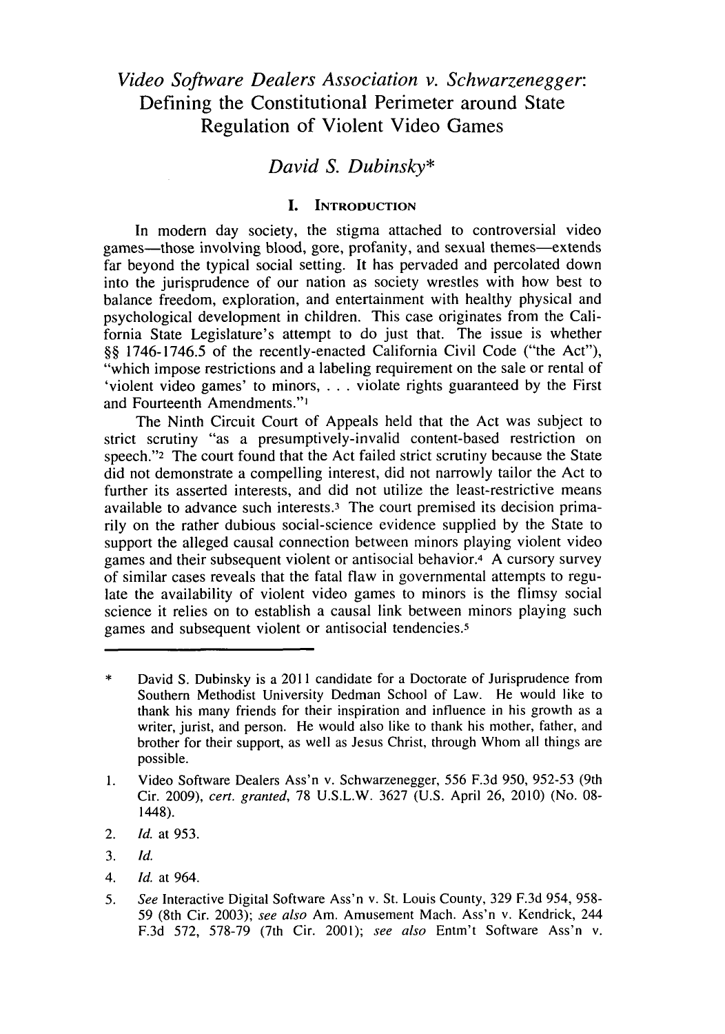# *Video Software Dealers Association v. Schwarzenegger*: Defining the Constitutional Perimeter around State Regulation of Violent Video Games

## *David S. Dubinsky**

### I. INTRODUCTION

In modern day society, the stigma attached to controversial video games—those involving blood, gore, profanity, and sexual themes—extends far beyond the typical social setting. It has pervaded and percolated down into the jurisprudence of our nation as society wrestles with how best to balance freedom, exploration, and entertainment with healthy physical and psychological development in children. This case originates from the California State Legislature's attempt to do just that. The issue is whether §§ 1746-1746.5 of the recently-enacted California Civil Code ("the Act"), "which impose restrictions and a labeling requirement on the sale or rental of 'violent video games' to minors, . . . violate rights guaranteed by the First and Fourteenth Amendments."[1]

The Ninth Circuit Court of Appeals held that the Act was subject to strict scrutiny "as a presumptively-invalid content-based restriction on speech."[2] The court found that the Act failed strict scrutiny because the State did not demonstrate a compelling interest, did not narrowly tailor the Act to further its asserted interests, and did not utilize the least-restrictive means available to advance such interests.[3] The court premised its decision primarily on the rather dubious social-science evidence supplied by the State to support the alleged causal connection between minors playing violent video games and their subsequent violent or antisocial behavior.[4] A cursory survey of similar cases reveals that the fatal flaw in governmental attempts to regulate the availability of violent video games to minors is the flimsy social science it relies on to establish a causal link between minors playing such games and subsequent violent or antisocial tendencies.[5]

---

\* David S. Dubinsky is a 2011 candidate for a Doctorate of Jurisprudence from Southern Methodist University Dedman School of Law. He would like to thank his many friends for their inspiration and influence in his growth as a writer, jurist, and person. He would also like to thank his mother, father, and brother for their support, as well as Jesus Christ, through Whom all things are possible.

1. Video Software Dealers Ass'n v. Schwarzenegger, 556 F.3d 950, 952-53 (9th Cir. 2009), *cert. granted*, 78 U.S.L.W. 3627 (U.S. April 26, 2010) (No. 08-1448).

2. *Id.* at 953.

3. *Id.*

4. *Id.* at 964.

5. *See* Interactive Digital Software Ass'n v. St. Louis County, 329 F.3d 954, 958-59 (8th Cir. 2003); *see also* Am. Amusement Mach. Ass'n v. Kendrick, 244 F.3d 572, 578-79 (7th Cir. 2001); *see also* Entm't Software Ass'n v.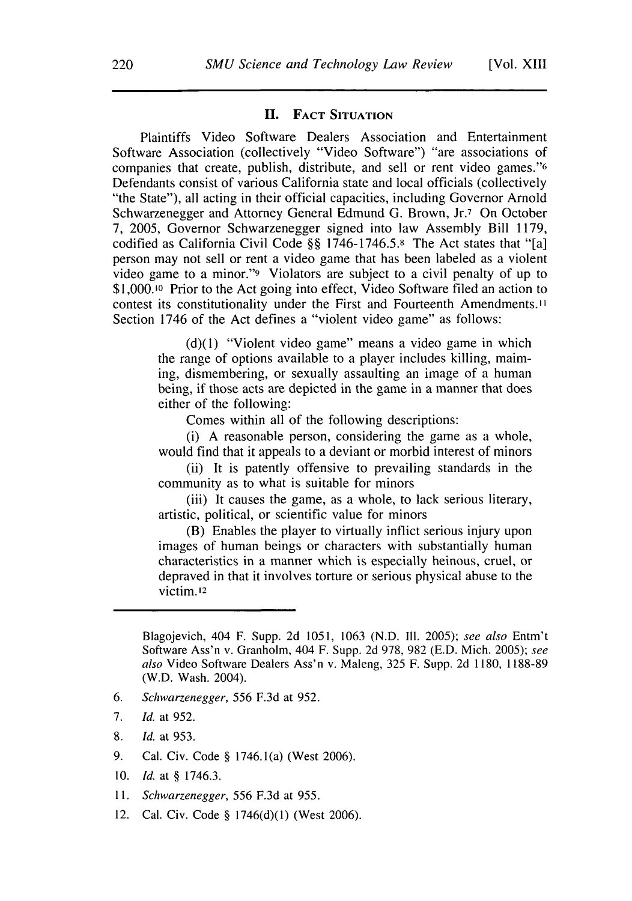## II. Fact Situation

Plaintiffs Video Software Dealers Association and Entertainment Software Association (collectively "Video Software") "are associations of companies that create, publish, distribute, and sell or rent video games."[6] Defendants consist of various California state and local officials (collectively "the State"), all acting in their official capacities, including Governor Arnold Schwarzenegger and Attorney General Edmund G. Brown, Jr.[7] On October 7, 2005, Governor Schwarzenegger signed into law Assembly Bill 1179, codified as California Civil Code §§ 1746-1746.5.[8] The Act states that "[a] person may not sell or rent a video game that has been labeled as a violent video game to a minor."[9] Violators are subject to a civil penalty of up to $1,000.[10] Prior to the Act going into effect, Video Software filed an action to contest its constitutionality under the First and Fourteenth Amendments.[11] Section 1746 of the Act defines a "violent video game" as follows:

> (d)(1) "Violent video game" means a video game in which the range of options available to a player includes killing, maiming, dismembering, or sexually assaulting an image of a human being, if those acts are depicted in the game in a manner that does either of the following:
>
> Comes within all of the following descriptions:
>
> (i) A reasonable person, considering the game as a whole, would find that it appeals to a deviant or morbid interest of minors
>
> (ii) It is patently offensive to prevailing standards in the community as to what is suitable for minors
>
> (iii) It causes the game, as a whole, to lack serious literary, artistic, political, or scientific value for minors
>
> (B) Enables the player to virtually inflict serious injury upon images of human beings or characters with substantially human characteristics in a manner which is especially heinous, cruel, or depraved in that it involves torture or serious physical abuse to the victim.[12]

---

Blagojevich, 404 F. Supp. 2d 1051, 1063 (N.D. Ill. 2005); *see also* Entm't Software Ass'n v. Granholm, 404 F. Supp. 2d 978, 982 (E.D. Mich. 2005); *see also* Video Software Dealers Ass'n v. Maleng, 325 F. Supp. 2d 1180, 1188-89 (W.D. Wash. 2004).

6. *Schwarzenegger*, 556 F.3d at 952.
7. *Id.* at 952.
8. *Id.* at 953.
9. Cal. Civ. Code § 1746.1(a) (West 2006).
10. *Id.* at § 1746.3.
11. *Schwarzenegger*, 556 F.3d at 955.
12. Cal. Civ. Code § 1746(d)(1) (West 2006).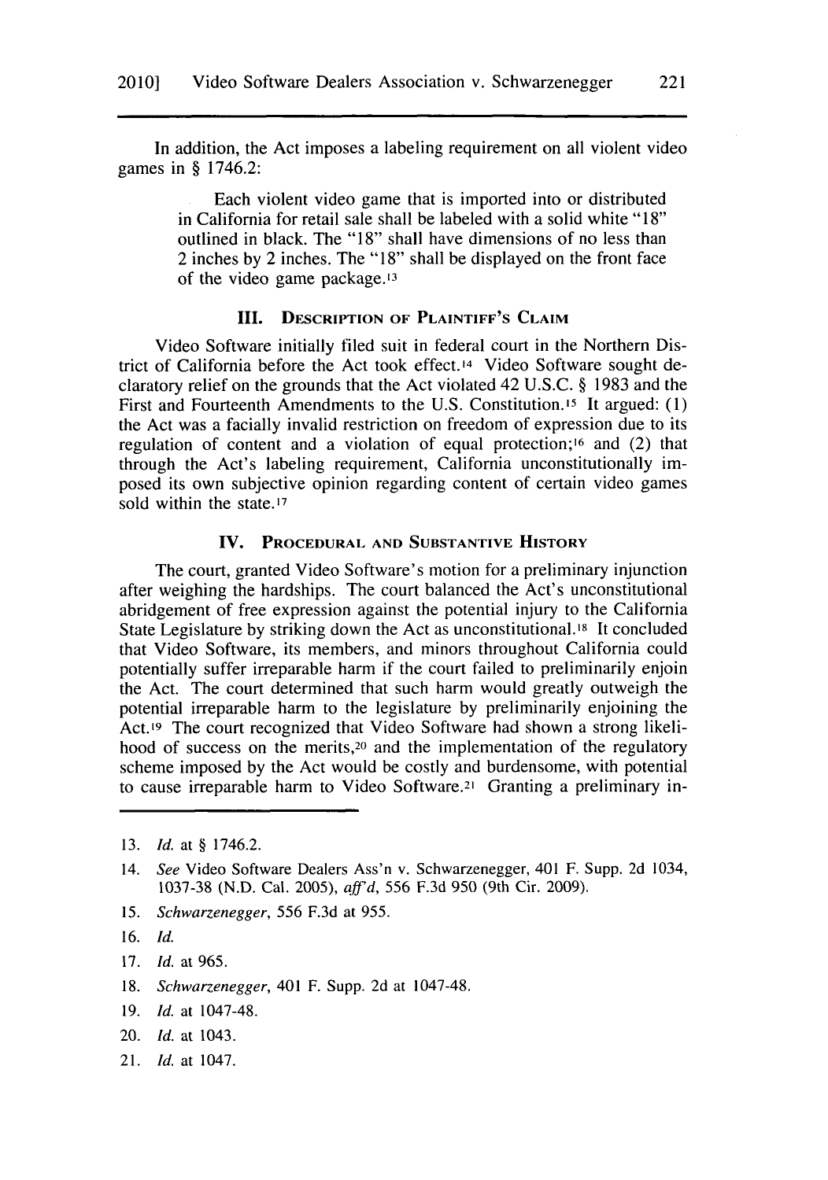In addition, the Act imposes a labeling requirement on all violent video games in § 1746.2:

> Each violent video game that is imported into or distributed in California for retail sale shall be labeled with a solid white "18" outlined in black. The "18" shall have dimensions of no less than 2 inches by 2 inches. The "18" shall be displayed on the front face of the video game package.[13]

## III. Description of Plaintiff's Claim

Video Software initially filed suit in federal court in the Northern District of California before the Act took effect.[14] Video Software sought declaratory relief on the grounds that the Act violated 42 U.S.C. § 1983 and the First and Fourteenth Amendments to the U.S. Constitution.[15] It argued: (1) the Act was a facially invalid restriction on freedom of expression due to its regulation of content and a violation of equal protection;[16] and (2) that through the Act's labeling requirement, California unconstitutionally imposed its own subjective opinion regarding content of certain video games sold within the state.[17]

## IV. Procedural and Substantive History

The court, granted Video Software's motion for a preliminary injunction after weighing the hardships. The court balanced the Act's unconstitutional abridgement of free expression against the potential injury to the California State Legislature by striking down the Act as unconstitutional.[18] It concluded that Video Software, its members, and minors throughout California could potentially suffer irreparable harm if the court failed to preliminarily enjoin the Act. The court determined that such harm would greatly outweigh the potential irreparable harm to the legislature by preliminarily enjoining the Act.[19] The court recognized that Video Software had shown a strong likelihood of success on the merits,[20] and the implementation of the regulatory scheme imposed by the Act would be costly and burdensome, with potential to cause irreparable harm to Video Software.[21] Granting a preliminary in-

---

13. *Id.* at § 1746.2.

14. *See* Video Software Dealers Ass'n v. Schwarzenegger, 401 F. Supp. 2d 1034, 1037-38 (N.D. Cal. 2005), *aff'd*, 556 F.3d 950 (9th Cir. 2009).

15. *Schwarzenegger*, 556 F.3d at 955.

16. *Id.*

17. *Id.* at 965.

18. *Schwarzenegger*, 401 F. Supp. 2d at 1047-48.

19. *Id.* at 1047-48.

20. *Id.* at 1043.

21. *Id.* at 1047.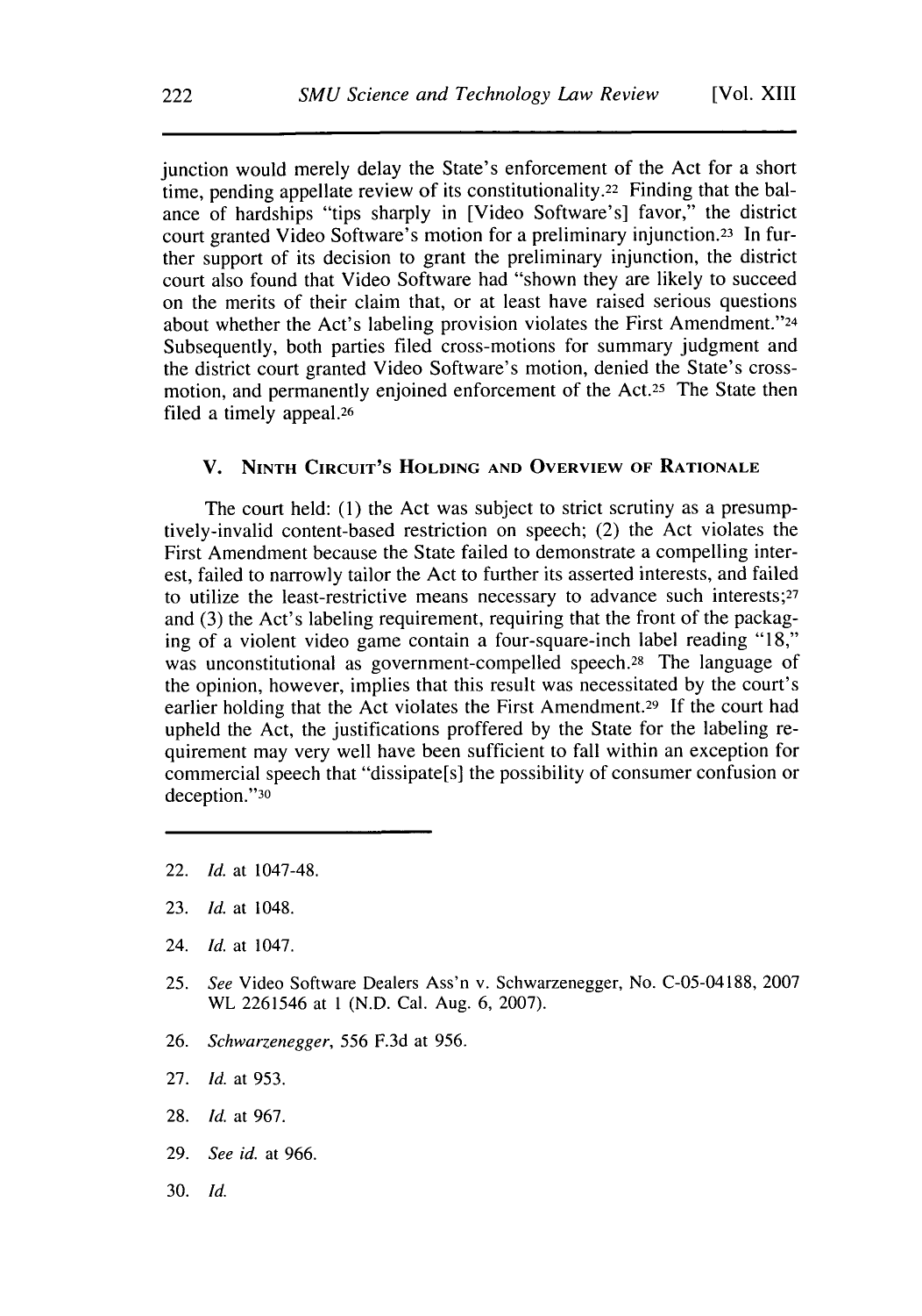junction would merely delay the State's enforcement of the Act for a short time, pending appellate review of its constitutionality.[22] Finding that the balance of hardships "tips sharply in [Video Software's] favor," the district court granted Video Software's motion for a preliminary injunction.[23] In further support of its decision to grant the preliminary injunction, the district court also found that Video Software had "shown they are likely to succeed on the merits of their claim that, or at least have raised serious questions about whether the Act's labeling provision violates the First Amendment."[24] Subsequently, both parties filed cross-motions for summary judgment and the district court granted Video Software's motion, denied the State's cross-motion, and permanently enjoined enforcement of the Act.[25] The State then filed a timely appeal.[26]

## V. NINTH CIRCUIT'S HOLDING AND OVERVIEW OF RATIONALE

The court held: (1) the Act was subject to strict scrutiny as a presumptively-invalid content-based restriction on speech; (2) the Act violates the First Amendment because the State failed to demonstrate a compelling interest, failed to narrowly tailor the Act to further its asserted interests, and failed to utilize the least-restrictive means necessary to advance such interests;[27] and (3) the Act's labeling requirement, requiring that the front of the packaging of a violent video game contain a four-square-inch label reading "18," was unconstitutional as government-compelled speech.[28] The language of the opinion, however, implies that this result was necessitated by the court's earlier holding that the Act violates the First Amendment.[29] If the court had upheld the Act, the justifications proffered by the State for the labeling requirement may very well have been sufficient to fall within an exception for commercial speech that "dissipate[s] the possibility of consumer confusion or deception."[30]

---

22. *Id.* at 1047-48.

23. *Id.* at 1048.

24. *Id.* at 1047.

25. *See* Video Software Dealers Ass'n v. Schwarzenegger, No. C-05-04188, 2007 WL 2261546 at 1 (N.D. Cal. Aug. 6, 2007).

26. *Schwarzenegger*, 556 F.3d at 956.

27. *Id.* at 953.

28. *Id.* at 967.

29. *See id.* at 966.

30. *Id.*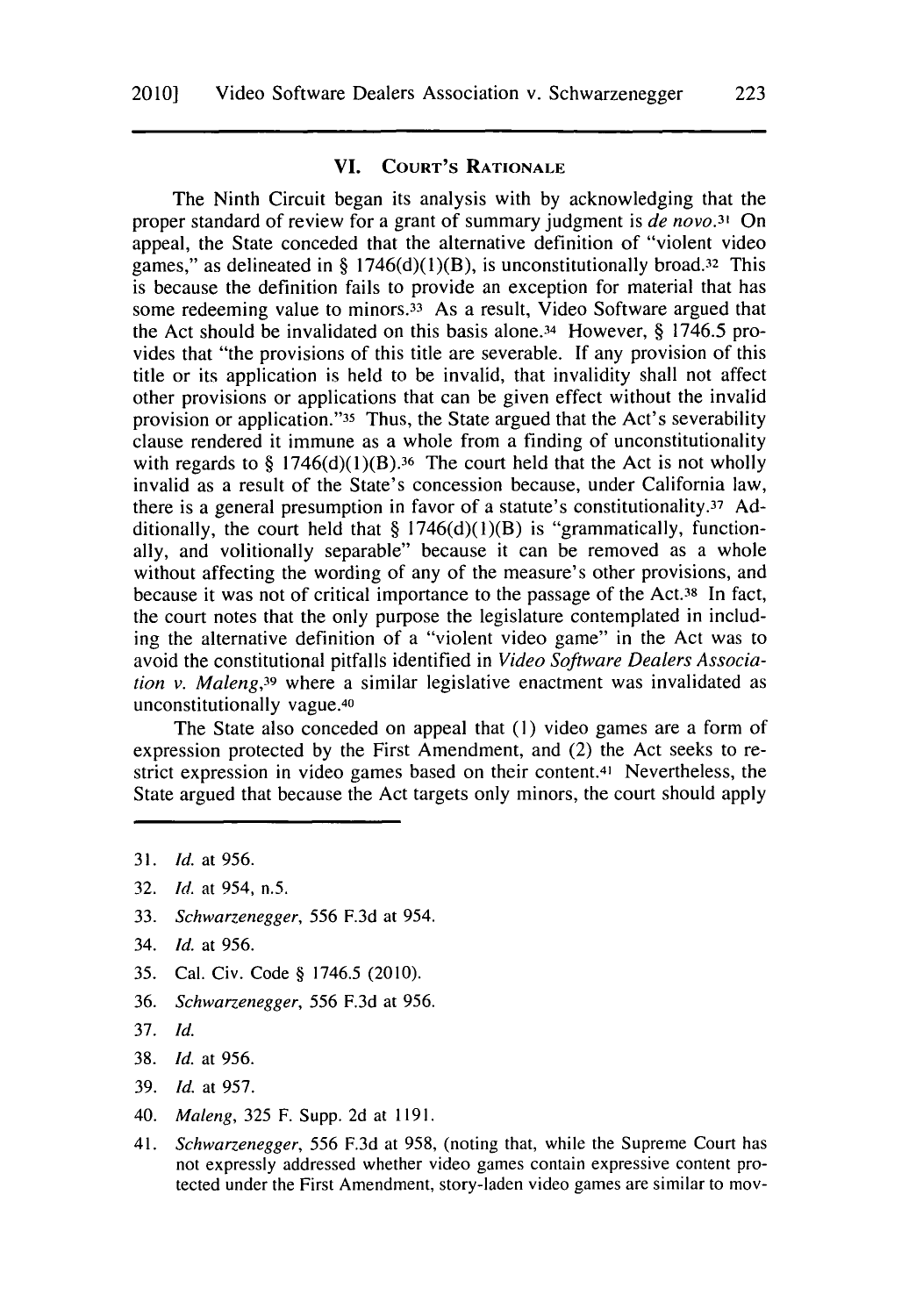## VI. Court's Rationale

The Ninth Circuit began its analysis with by acknowledging that the proper standard of review for a grant of summary judgment is *de novo*.[31] On appeal, the State conceded that the alternative definition of "violent video games," as delineated in § 1746(d)(1)(B), is unconstitutionally broad.[32] This is because the definition fails to provide an exception for material that has some redeeming value to minors.[33] As a result, Video Software argued that the Act should be invalidated on this basis alone.[34] However, § 1746.5 provides that "the provisions of this title are severable. If any provision of this title or its application is held to be invalid, that invalidity shall not affect other provisions or applications that can be given effect without the invalid provision or application."[35] Thus, the State argued that the Act's severability clause rendered it immune as a whole from a finding of unconstitutionality with regards to § 1746(d)(1)(B).[36] The court held that the Act is not wholly invalid as a result of the State's concession because, under California law, there is a general presumption in favor of a statute's constitutionality.[37] Additionally, the court held that § 1746(d)(1)(B) is "grammatically, functionally, and volitionally separable" because it can be removed as a whole without affecting the wording of any of the measure's other provisions, and because it was not of critical importance to the passage of the Act.[38] In fact, the court notes that the only purpose the legislature contemplated in including the alternative definition of a "violent video game" in the Act was to avoid the constitutional pitfalls identified in *Video Software Dealers Association v. Maleng*,[39] where a similar legislative enactment was invalidated as unconstitutionally vague.[40]

The State also conceded on appeal that (1) video games are a form of expression protected by the First Amendment, and (2) the Act seeks to restrict expression in video games based on their content.[41] Nevertheless, the State argued that because the Act targets only minors, the court should apply

---

31. *Id.* at 956.

32. *Id.* at 954, n.5.

33. *Schwarzenegger*, 556 F.3d at 954.

34. *Id.* at 956.

35. Cal. Civ. Code § 1746.5 (2010).

36. *Schwarzenegger*, 556 F.3d at 956.

37. *Id.*

38. *Id.* at 956.

39. *Id.* at 957.

40. *Maleng*, 325 F. Supp. 2d at 1191.

41. *Schwarzenegger*, 556 F.3d at 958, (noting that, while the Supreme Court has not expressly addressed whether video games contain expressive content protected under the First Amendment, story-laden video games are similar to mov-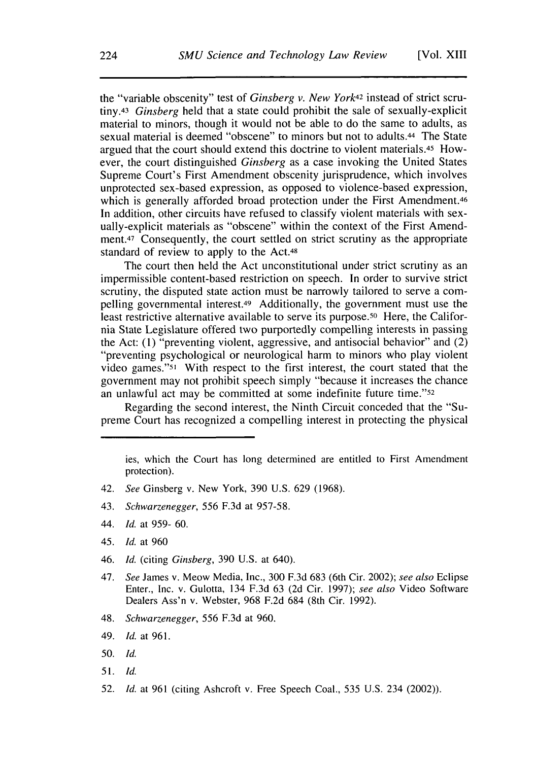the "variable obscenity" test of *Ginsberg v. New York*[42] instead of strict scrutiny.[43] *Ginsberg* held that a state could prohibit the sale of sexually-explicit material to minors, though it would not be able to do the same to adults, as sexual material is deemed "obscene" to minors but not to adults.[44] The State argued that the court should extend this doctrine to violent materials.[45] However, the court distinguished *Ginsberg* as a case invoking the United States Supreme Court's First Amendment obscenity jurisprudence, which involves unprotected sex-based expression, as opposed to violence-based expression, which is generally afforded broad protection under the First Amendment.[46] In addition, other circuits have refused to classify violent materials with sexually-explicit materials as "obscene" within the context of the First Amendment.[47] Consequently, the court settled on strict scrutiny as the appropriate standard of review to apply to the Act.[48]

The court then held the Act unconstitutional under strict scrutiny as an impermissible content-based restriction on speech. In order to survive strict scrutiny, the disputed state action must be narrowly tailored to serve a compelling governmental interest.[49] Additionally, the government must use the least restrictive alternative available to serve its purpose.[50] Here, the California State Legislature offered two purportedly compelling interests in passing the Act: (1) "preventing violent, aggressive, and antisocial behavior" and (2) "preventing psychological or neurological harm to minors who play violent video games."[51] With respect to the first interest, the court stated that the government may not prohibit speech simply "because it increases the chance an unlawful act may be committed at some indefinite future time."[52]

Regarding the second interest, the Ninth Circuit conceded that the "Supreme Court has recognized a compelling interest in protecting the physical

---

ies, which the Court has long determined are entitled to First Amendment protection).

42. *See* Ginsberg v. New York, 390 U.S. 629 (1968).

43. *Schwarzenegger*, 556 F.3d at 957-58.

44. *Id.* at 959- 60.

45. *Id.* at 960

46. *Id.* (citing *Ginsberg*, 390 U.S. at 640).

47. *See* James v. Meow Media, Inc., 300 F.3d 683 (6th Cir. 2002); *see also* Eclipse Enter., Inc. v. Gulotta, 134 F.3d 63 (2d Cir. 1997); *see also* Video Software Dealers Ass'n v. Webster, 968 F.2d 684 (8th Cir. 1992).

48. *Schwarzenegger*, 556 F.3d at 960.

49. *Id.* at 961.

50. *Id.*

51. *Id.*

52. *Id.* at 961 (citing Ashcroft v. Free Speech Coal., 535 U.S. 234 (2002)).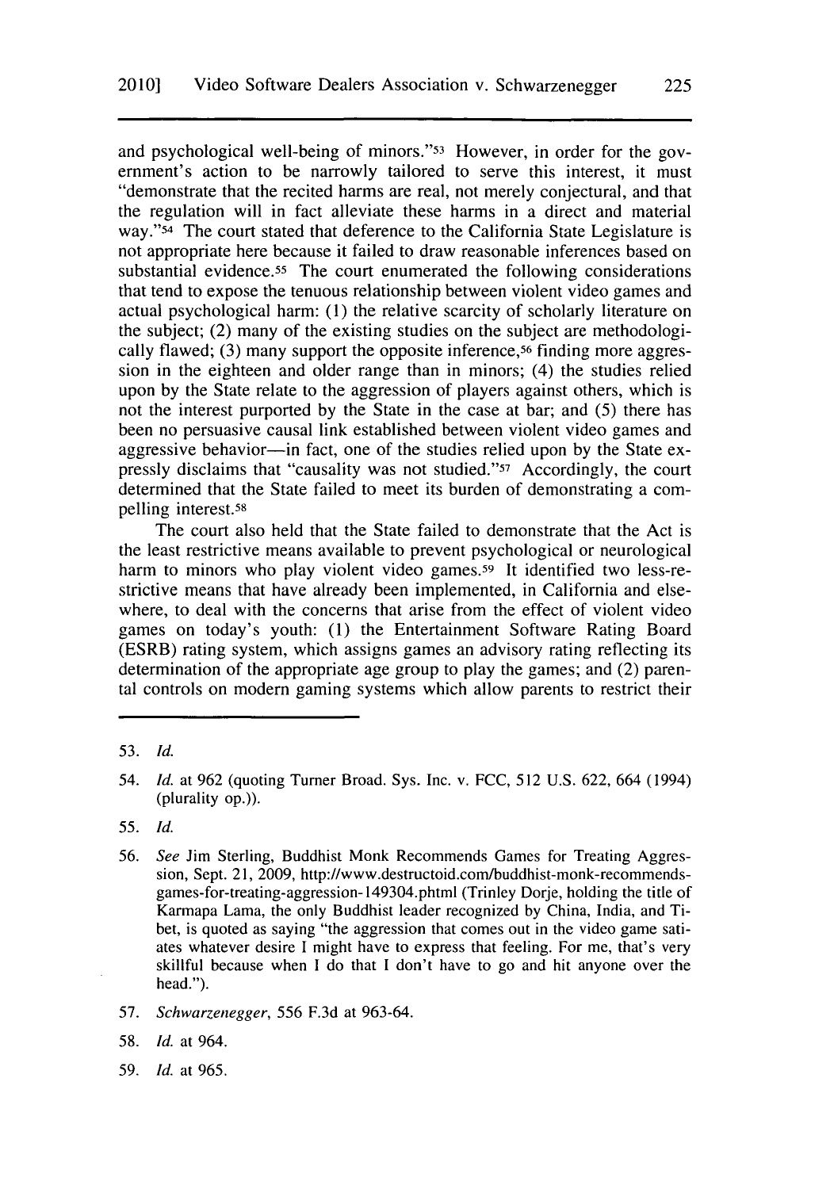and psychological well-being of minors."[53] However, in order for the government's action to be narrowly tailored to serve this interest, it must "demonstrate that the recited harms are real, not merely conjectural, and that the regulation will in fact alleviate these harms in a direct and material way."[54] The court stated that deference to the California State Legislature is not appropriate here because it failed to draw reasonable inferences based on substantial evidence.[55] The court enumerated the following considerations that tend to expose the tenuous relationship between violent video games and actual psychological harm: (1) the relative scarcity of scholarly literature on the subject; (2) many of the existing studies on the subject are methodologically flawed; (3) many support the opposite inference,[56] finding more aggression in the eighteen and older range than in minors; (4) the studies relied upon by the State relate to the aggression of players against others, which is not the interest purported by the State in the case at bar; and (5) there has been no persuasive causal link established between violent video games and aggressive behavior—in fact, one of the studies relied upon by the State expressly disclaims that "causality was not studied."[57] Accordingly, the court determined that the State failed to meet its burden of demonstrating a compelling interest.[58]

The court also held that the State failed to demonstrate that the Act is the least restrictive means available to prevent psychological or neurological harm to minors who play violent video games.[59] It identified two less-restrictive means that have already been implemented, in California and elsewhere, to deal with the concerns that arise from the effect of violent video games on today's youth: (1) the Entertainment Software Rating Board (ESRB) rating system, which assigns games an advisory rating reflecting its determination of the appropriate age group to play the games; and (2) parental controls on modern gaming systems which allow parents to restrict their

---

53. *Id.*

54. *Id.* at 962 (quoting Turner Broad. Sys. Inc. v. FCC, 512 U.S. 622, 664 (1994) (plurality op.)).

55. *Id.*

56. *See* Jim Sterling, Buddhist Monk Recommends Games for Treating Aggression, Sept. 21, 2009, http://www.destructoid.com/buddhist-monk-recommends-games-for-treating-aggression-149304.phtml (Trinley Dorje, holding the title of Karmapa Lama, the only Buddhist leader recognized by China, India, and Tibet, is quoted as saying "the aggression that comes out in the video game satiates whatever desire I might have to express that feeling. For me, that's very skillful because when I do that I don't have to go and hit anyone over the head.").

57. *Schwarzenegger*, 556 F.3d at 963-64.

58. *Id.* at 964.

59. *Id.* at 965.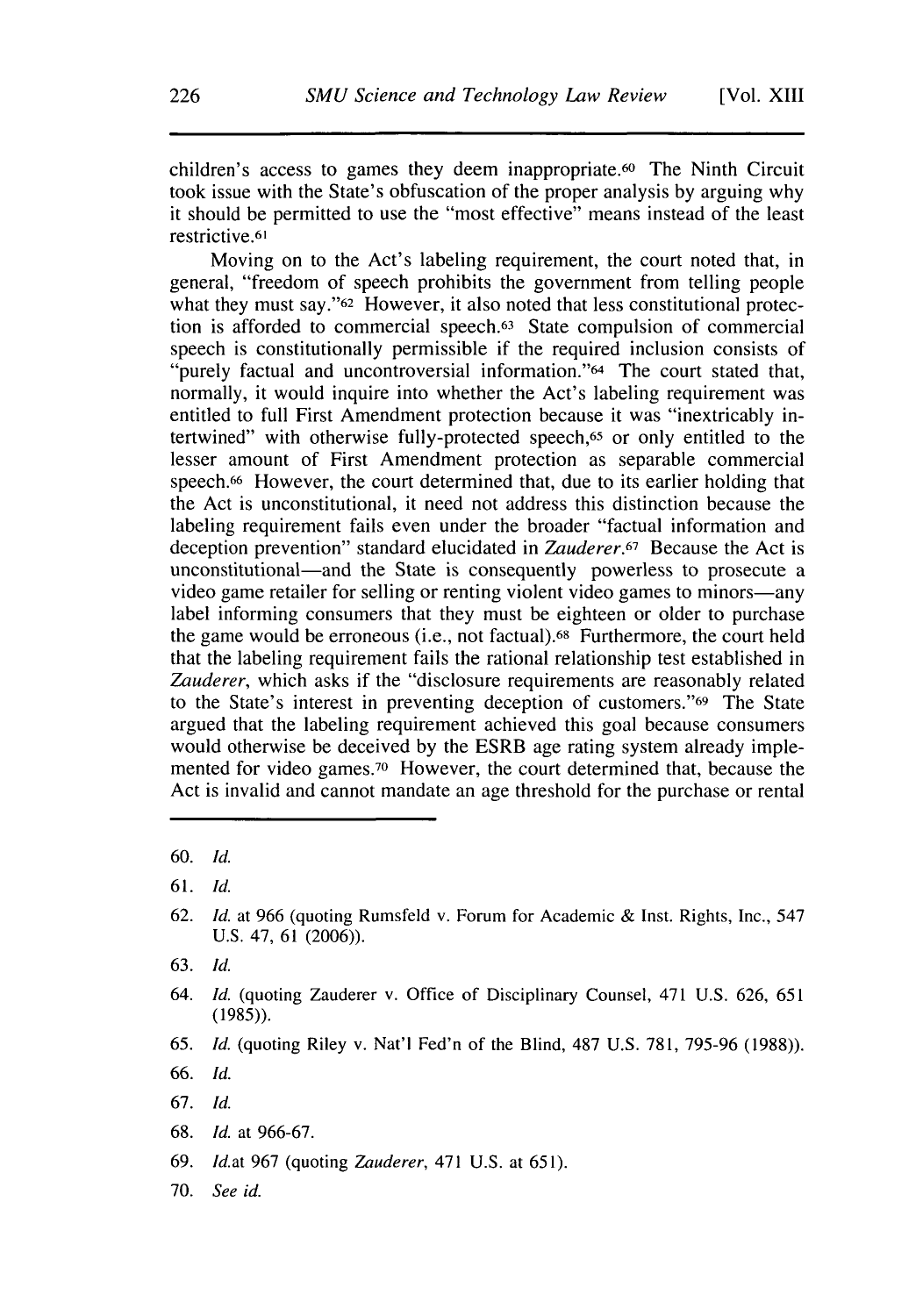children's access to games they deem inappropriate.[60] The Ninth Circuit took issue with the State's obfuscation of the proper analysis by arguing why it should be permitted to use the "most effective" means instead of the least restrictive.[61]

Moving on to the Act's labeling requirement, the court noted that, in general, "freedom of speech prohibits the government from telling people what they must say."[62] However, it also noted that less constitutional protection is afforded to commercial speech.[63] State compulsion of commercial speech is constitutionally permissible if the required inclusion consists of "purely factual and uncontroversial information."[64] The court stated that, normally, it would inquire into whether the Act's labeling requirement was entitled to full First Amendment protection because it was "inextricably intertwined" with otherwise fully-protected speech,[65] or only entitled to the lesser amount of First Amendment protection as separable commercial speech.[66] However, the court determined that, due to its earlier holding that the Act is unconstitutional, it need not address this distinction because the labeling requirement fails even under the broader "factual information and deception prevention" standard elucidated in *Zauderer*.[67] Because the Act is unconstitutional—and the State is consequently powerless to prosecute a video game retailer for selling or renting violent video games to minors—any label informing consumers that they must be eighteen or older to purchase the game would be erroneous (i.e., not factual).[68] Furthermore, the court held that the labeling requirement fails the rational relationship test established in *Zauderer*, which asks if the "disclosure requirements are reasonably related to the State's interest in preventing deception of customers."[69] The State argued that the labeling requirement achieved this goal because consumers would otherwise be deceived by the ESRB age rating system already implemented for video games.[70] However, the court determined that, because the Act is invalid and cannot mandate an age threshold for the purchase or rental

---

60. *Id.*

61. *Id.*

62. *Id.* at 966 (quoting Rumsfeld v. Forum for Academic & Inst. Rights, Inc., 547 U.S. 47, 61 (2006)).

63. *Id.*

64. *Id.* (quoting Zauderer v. Office of Disciplinary Counsel, 471 U.S. 626, 651 (1985)).

65. *Id.* (quoting Riley v. Nat'l Fed'n of the Blind, 487 U.S. 781, 795-96 (1988)).

66. *Id.*

67. *Id.*

68. *Id.* at 966-67.

69. *Id.*at 967 (quoting *Zauderer*, 471 U.S. at 651).

70. *See id.*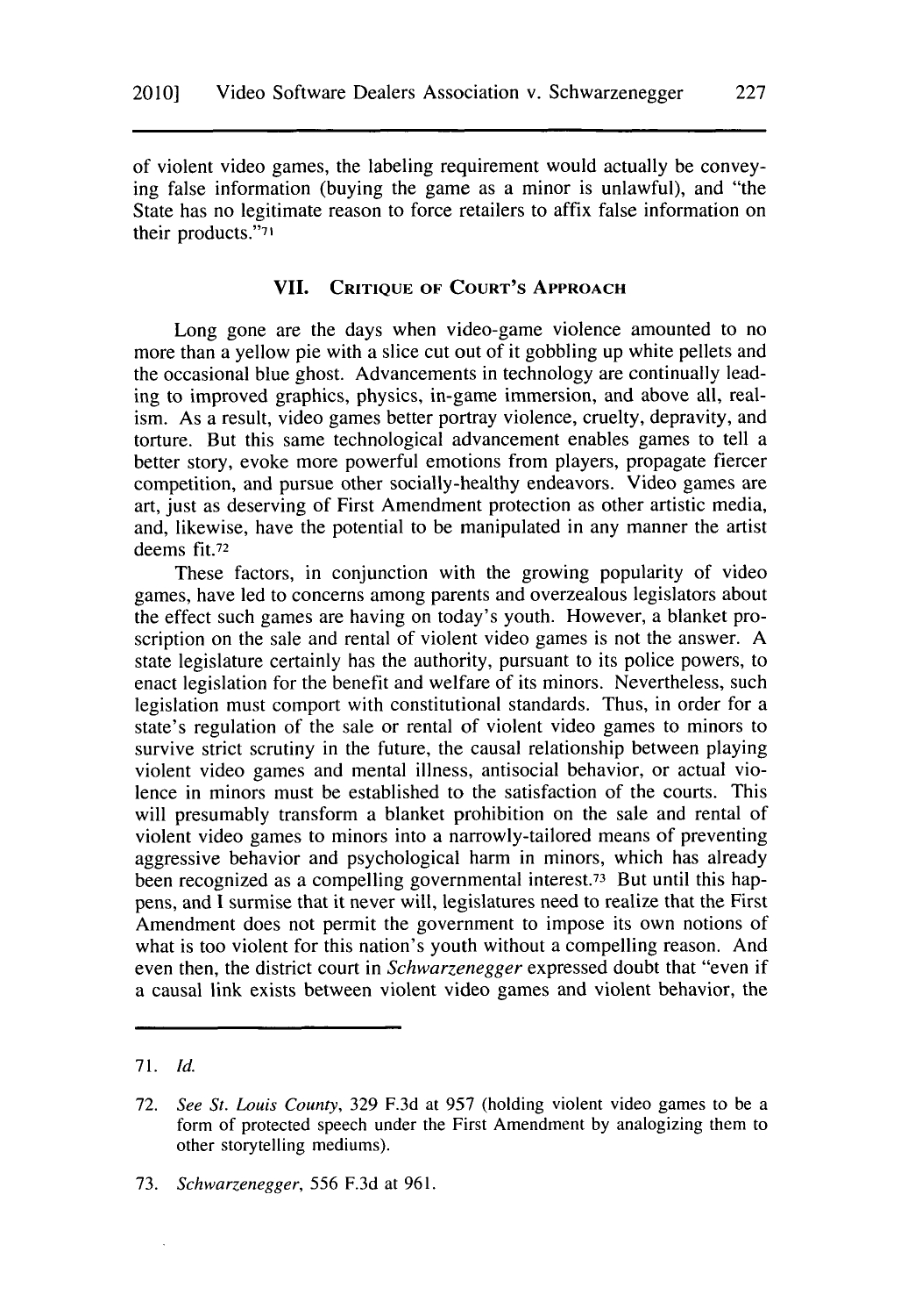of violent video games, the labeling requirement would actually be conveying false information (buying the game as a minor is unlawful), and "the State has no legitimate reason to force retailers to affix false information on their products."[71]

## VII. Critique of Court's Approach

Long gone are the days when video-game violence amounted to no more than a yellow pie with a slice cut out of it gobbling up white pellets and the occasional blue ghost. Advancements in technology are continually leading to improved graphics, physics, in-game immersion, and above all, realism. As a result, video games better portray violence, cruelty, depravity, and torture. But this same technological advancement enables games to tell a better story, evoke more powerful emotions from players, propagate fiercer competition, and pursue other socially-healthy endeavors. Video games are art, just as deserving of First Amendment protection as other artistic media, and, likewise, have the potential to be manipulated in any manner the artist deems fit.[72]

These factors, in conjunction with the growing popularity of video games, have led to concerns among parents and overzealous legislators about the effect such games are having on today's youth. However, a blanket proscription on the sale and rental of violent video games is not the answer. A state legislature certainly has the authority, pursuant to its police powers, to enact legislation for the benefit and welfare of its minors. Nevertheless, such legislation must comport with constitutional standards. Thus, in order for a state's regulation of the sale or rental of violent video games to minors to survive strict scrutiny in the future, the causal relationship between playing violent video games and mental illness, antisocial behavior, or actual violence in minors must be established to the satisfaction of the courts. This will presumably transform a blanket prohibition on the sale and rental of violent video games to minors into a narrowly-tailored means of preventing aggressive behavior and psychological harm in minors, which has already been recognized as a compelling governmental interest.[73] But until this happens, and I surmise that it never will, legislatures need to realize that the First Amendment does not permit the government to impose its own notions of what is too violent for this nation's youth without a compelling reason. And even then, the district court in *Schwarzenegger* expressed doubt that "even if a causal link exists between violent video games and violent behavior, the

---

71. *Id.*

72. *See St. Louis County*, 329 F.3d at 957 (holding violent video games to be a form of protected speech under the First Amendment by analogizing them to other storytelling mediums).

73. *Schwarzenegger*, 556 F.3d at 961.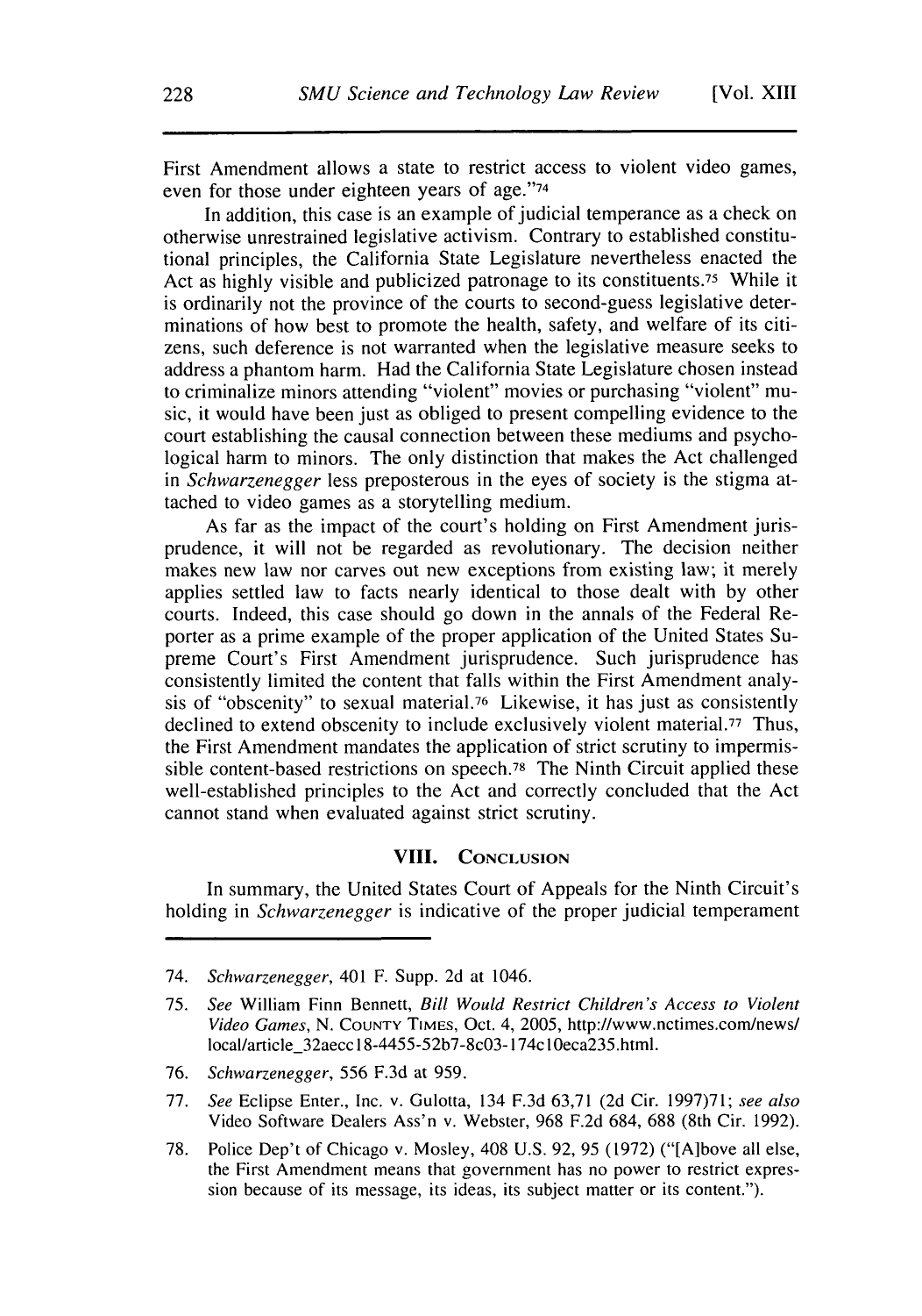First Amendment allows a state to restrict access to violent video games, even for those under eighteen years of age."[74]

In addition, this case is an example of judicial temperance as a check on otherwise unrestrained legislative activism. Contrary to established constitutional principles, the California State Legislature nevertheless enacted the Act as highly visible and publicized patronage to its constituents.[75] While it is ordinarily not the province of the courts to second-guess legislative determinations of how best to promote the health, safety, and welfare of its citizens, such deference is not warranted when the legislative measure seeks to address a phantom harm. Had the California State Legislature chosen instead to criminalize minors attending "violent" movies or purchasing "violent" music, it would have been just as obliged to present compelling evidence to the court establishing the causal connection between these mediums and psychological harm to minors. The only distinction that makes the Act challenged in *Schwarzenegger* less preposterous in the eyes of society is the stigma attached to video games as a storytelling medium.

As far as the impact of the court's holding on First Amendment jurisprudence, it will not be regarded as revolutionary. The decision neither makes new law nor carves out new exceptions from existing law; it merely applies settled law to facts nearly identical to those dealt with by other courts. Indeed, this case should go down in the annals of the Federal Reporter as a prime example of the proper application of the United States Supreme Court's First Amendment jurisprudence. Such jurisprudence has consistently limited the content that falls within the First Amendment analysis of "obscenity" to sexual material.[76] Likewise, it has just as consistently declined to extend obscenity to include exclusively violent material.[77] Thus, the First Amendment mandates the application of strict scrutiny to impermissible content-based restrictions on speech.[78] The Ninth Circuit applied these well-established principles to the Act and correctly concluded that the Act cannot stand when evaluated against strict scrutiny.

## VIII. CONCLUSION

In summary, the United States Court of Appeals for the Ninth Circuit's holding in *Schwarzenegger* is indicative of the proper judicial temperament

---

74. *Schwarzenegger*, 401 F. Supp. 2d at 1046.

75. *See* William Finn Bennett, *Bill Would Restrict Children's Access to Violent Video Games*, N. COUNTY TIMES, Oct. 4, 2005, http://www.nctimes.com/news/local/article_32aecc18-4455-52b7-8c03-174c10eca235.html.

76. *Schwarzenegger*, 556 F.3d at 959.

77. *See* Eclipse Enter., Inc. v. Gulotta, 134 F.3d 63,71 (2d Cir. 1997)71; *see also* Video Software Dealers Ass'n v. Webster, 968 F.2d 684, 688 (8th Cir. 1992).

78. Police Dep't of Chicago v. Mosley, 408 U.S. 92, 95 (1972) ("[A]bove all else, the First Amendment means that government has no power to restrict expression because of its message, its ideas, its subject matter or its content.").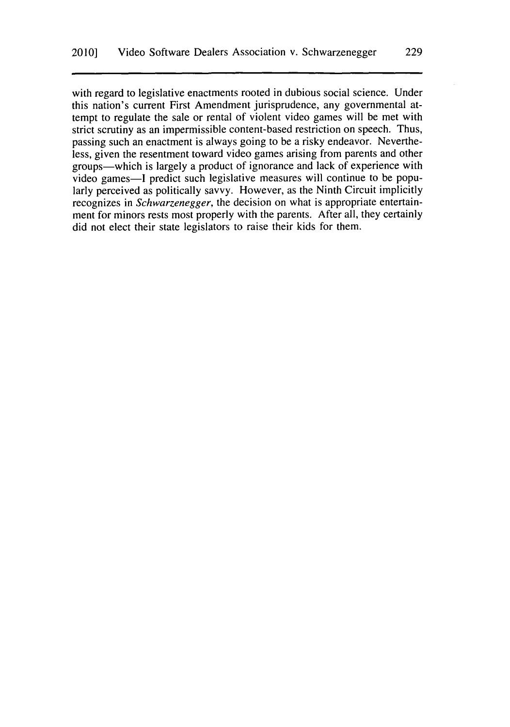with regard to legislative enactments rooted in dubious social science. Under this nation's current First Amendment jurisprudence, any governmental attempt to regulate the sale or rental of violent video games will be met with strict scrutiny as an impermissible content-based restriction on speech. Thus, passing such an enactment is always going to be a risky endeavor. Nevertheless, given the resentment toward video games arising from parents and other groups—which is largely a product of ignorance and lack of experience with video games—I predict such legislative measures will continue to be popularly perceived as politically savvy. However, as the Ninth Circuit implicitly recognizes in *Schwarzenegger*, the decision on what is appropriate entertainment for minors rests most properly with the parents. After all, they certainly did not elect their state legislators to raise their kids for them.